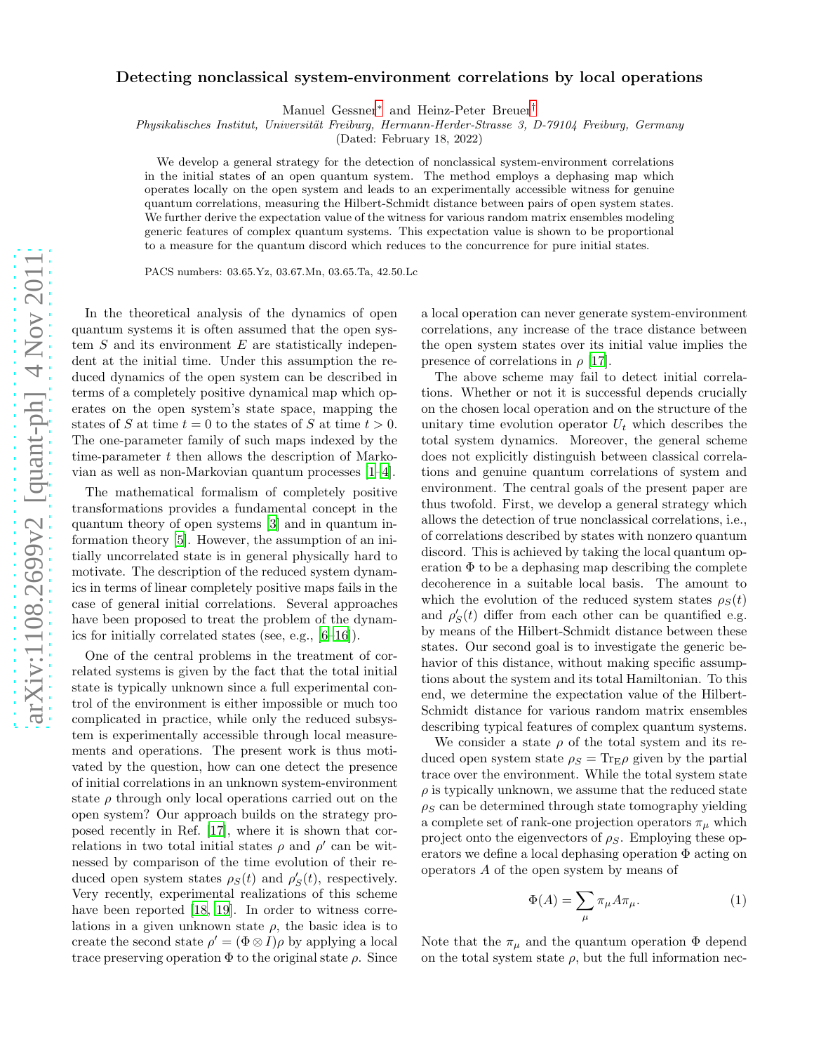# Detecting nonclassical system-environment correlations by local operations

Manuel Gessner[*] and Heinz-Peter Breuer[†]

*Physikalisches Institut, Universität Freiburg, Hermann-Herder-Strasse 3, D-79104 Freiburg, Germany*

(Dated: February 18, 2022)

We develop a general strategy for the detection of nonclassical system-environment correlations in the initial states of an open quantum system. The method employs a dephasing map which operates locally on the open system and leads to an experimentally accessible witness for genuine quantum correlations, measuring the Hilbert-Schmidt distance between pairs of open system states. We further derive the expectation value of the witness for various random matrix ensembles modeling generic features of complex quantum systems. This expectation value is shown to be proportional to a measure for the quantum discord which reduces to the concurrence for pure initial states.

PACS numbers: 03.65.Yz, 03.67.Mn, 03.65.Ta, 42.50.Lc

In the theoretical analysis of the dynamics of open quantum systems it is often assumed that the open system $S$ and its environment $E$ are statistically independent at the initial time. Under this assumption the reduced dynamics of the open system can be described in terms of a completely positive dynamical map which operates on the open system's state space, mapping the states of $S$ at time $t = 0$ to the states of $S$ at time $t > 0$. The one-parameter family of such maps indexed by the time-parameter $t$ then allows the description of Markovian as well as non-Markovian quantum processes [1–4].

The mathematical formalism of completely positive transformations provides a fundamental concept in the quantum theory of open systems [3] and in quantum information theory [5]. However, the assumption of an initially uncorrelated state is in general physically hard to motivate. The description of the reduced system dynamics in terms of linear completely positive maps fails in the case of general initial correlations. Several approaches have been proposed to treat the problem of the dynamics for initially correlated states (see, e.g., [6–16]).

One of the central problems in the treatment of correlated systems is given by the fact that the total initial state is typically unknown since a full experimental control of the environment is either impossible or much too complicated in practice, while only the reduced subsystem is experimentally accessible through local measurements and operations. The present work is thus motivated by the question, how can one detect the presence of initial correlations in an unknown system-environment state $\rho$ through only local operations carried out on the open system? Our approach builds on the strategy proposed recently in Ref. [17], where it is shown that correlations in two total initial states $\rho$ and $\rho'$ can be witnessed by comparison of the time evolution of their reduced open system states $\rho_S(t)$ and $\rho'_S(t)$, respectively. Very recently, experimental realizations of this scheme have been reported [18, 19]. In order to witness correlations in a given unknown state $\rho$, the basic idea is to create the second state $\rho' = (\Phi \otimes I)\rho$ by applying a local trace preserving operation $\Phi$ to the original state $\rho$. Since a local operation can never generate system-environment correlations, any increase of the trace distance between the open system states over its initial value implies the presence of correlations in $\rho$ [17].

The above scheme may fail to detect initial correlations. Whether or not it is successful depends crucially on the chosen local operation and on the structure of the unitary time evolution operator $U_t$ which describes the total system dynamics. Moreover, the general scheme does not explicitly distinguish between classical correlations and genuine quantum correlations of system and environment. The central goals of the present paper are thus twofold. First, we develop a general strategy which allows the detection of true nonclassical correlations, i.e., of correlations described by states with nonzero quantum discord. This is achieved by taking the local quantum operation $\Phi$ to be a dephasing map describing the complete decoherence in a suitable local basis. The amount to which the evolution of the reduced system states $\rho_S(t)$ and $\rho'_S(t)$ differ from each other can be quantified e.g. by means of the Hilbert-Schmidt distance between these states. Our second goal is to investigate the generic behavior of this distance, without making specific assumptions about the system and its total Hamiltonian. To this end, we determine the expectation value of the Hilbert-Schmidt distance for various random matrix ensembles describing typical features of complex quantum systems.

We consider a state $\rho$ of the total system and its reduced open system state $\rho_S = \mathrm{Tr}_E \rho$ given by the partial trace over the environment. While the total system state $\rho$ is typically unknown, we assume that the reduced state $\rho_S$ can be determined through state tomography yielding a complete set of rank-one projection operators $\pi_\mu$ which project onto the eigenvectors of $\rho_S$. Employing these operators we define a local dephasing operation $\Phi$ acting on operators $A$ of the open system by means of

$$\Phi(A) = \sum_\mu \pi_\mu A \pi_\mu. \tag{1}$$

Note that the $\pi_\mu$ and the quantum operation $\Phi$ depend on the total system state $\rho$, but the full information nec-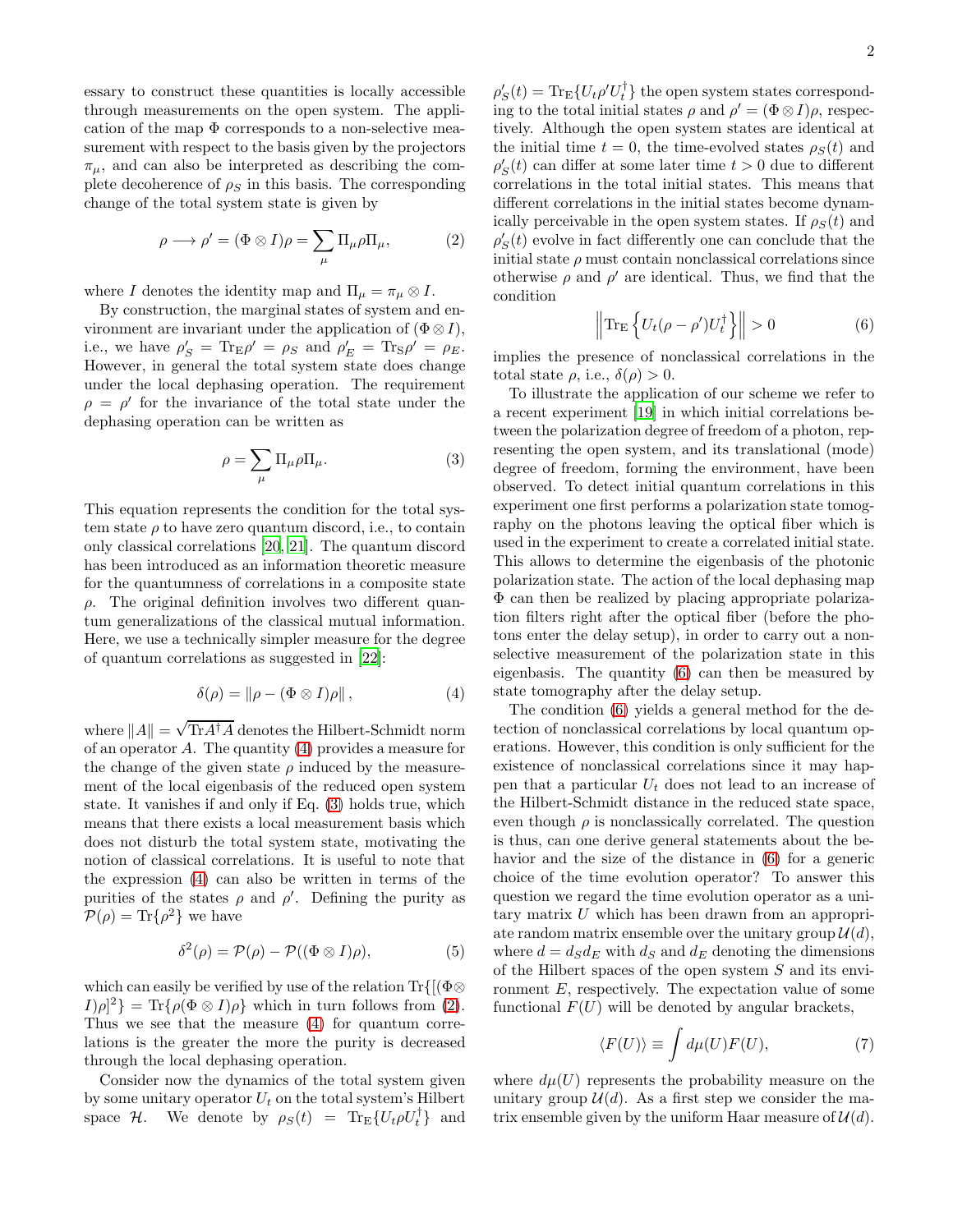essary to construct these quantities is locally accessible through measurements on the open system. The application of the map $\Phi$ corresponds to a non-selective measurement with respect to the basis given by the projectors $\pi_\mu$, and can also be interpreted as describing the complete decoherence of $\rho_S$ in this basis. The corresponding change of the total system state is given by

$$\rho \longrightarrow \rho' = (\Phi \otimes I)\rho = \sum_\mu \Pi_\mu \rho \Pi_\mu, \tag{2}$$

where $I$ denotes the identity map and $\Pi_\mu = \pi_\mu \otimes I$.

By construction, the marginal states of system and environment are invariant under the application of $(\Phi \otimes I)$, i.e., we have $\rho'_S = \mathrm{Tr}_E \rho' = \rho_S$ and $\rho'_E = \mathrm{Tr}_S \rho' = \rho_E$. However, in general the total system state does change under the local dephasing operation. The requirement $\rho = \rho'$ for the invariance of the total state under the dephasing operation can be written as

$$\rho = \sum_\mu \Pi_\mu \rho \Pi_\mu. \tag{3}$$

This equation represents the condition for the total system state $\rho$ to have zero quantum discord, i.e., to contain only classical correlations [20, 21]. The quantum discord has been introduced as an information theoretic measure for the quantumness of correlations in a composite state $\rho$. The original definition involves two different quantum generalizations of the classical mutual information. Here, we use a technically simpler measure for the degree of quantum correlations as suggested in [22]:

$$\delta(\rho) = \| \rho - (\Phi \otimes I)\rho \|, \tag{4}$$

where $\|A\| = \sqrt{\mathrm{Tr} A^\dagger A}$ denotes the Hilbert-Schmidt norm of an operator $A$. The quantity (4) provides a measure for the change of the given state $\rho$ induced by the measurement of the local eigenbasis of the reduced open system state. It vanishes if and only if Eq. (3) holds true, which means that there exists a local measurement basis which does not disturb the total system state, motivating the notion of classical correlations. It is useful to note that the expression (4) can also be written in terms of the purities of the states $\rho$ and $\rho'$. Defining the purity as $\mathcal{P}(\rho) = \mathrm{Tr}\{\rho^2\}$ we have

$$\delta^2(\rho) = \mathcal{P}(\rho) - \mathcal{P}((\Phi \otimes I)\rho), \tag{5}$$

which can easily be verified by use of the relation $\mathrm{Tr}\{[(\Phi \otimes I)\rho]^2\} = \mathrm{Tr}\{\rho(\Phi \otimes I)\rho\}$ which in turn follows from (2). Thus we see that the measure (4) for quantum correlations is the greater the more the purity is decreased through the local dephasing operation.

Consider now the dynamics of the total system given by some unitary operator $U_t$ on the total system's Hilbert space $\mathcal{H}$. We denote by $\rho_S(t) = \mathrm{Tr}_E\{U_t \rho U_t^\dagger\}$ and $\rho'_S(t) = \mathrm{Tr}_E\{U_t \rho' U_t^\dagger\}$ the open system states corresponding to the total initial states $\rho$ and $\rho' = (\Phi \otimes I)\rho$, respectively. Although the open system states are identical at the initial time $t = 0$, the time-evolved states $\rho_S(t)$ and $\rho'_S(t)$ can differ at some later time $t > 0$ due to different correlations in the total initial states. This means that different correlations in the initial states become dynamically perceivable in the open system states. If $\rho_S(t)$ and $\rho'_S(t)$ evolve in fact differently one can conclude that the initial state $\rho$ must contain nonclassical correlations since otherwise $\rho$ and $\rho'$ are identical. Thus, we find that the condition

$$\left\| \mathrm{Tr}_E \left\{ U_t(\rho - \rho')U_t^\dagger \right\} \right\| > 0 \tag{6}$$

implies the presence of nonclassical correlations in the total state $\rho$, i.e., $\delta(\rho) > 0$.

To illustrate the application of our scheme we refer to a recent experiment [19] in which initial correlations between the polarization degree of freedom of a photon, representing the open system, and its translational (mode) degree of freedom, forming the environment, have been observed. To detect initial quantum correlations in this experiment one first performs a polarization state tomography on the photons leaving the optical fiber which is used in the experiment to create a correlated initial state. This allows to determine the eigenbasis of the photonic polarization state. The action of the local dephasing map $\Phi$ can then be realized by placing appropriate polarization filters right after the optical fiber (before the photons enter the delay setup), in order to carry out a non-selective measurement of the polarization state in this eigenbasis. The quantity (6) can then be measured by state tomography after the delay setup.

The condition (6) yields a general method for the detection of nonclassical correlations by local quantum operations. However, this condition is only sufficient for the existence of nonclassical correlations since it may happen that a particular $U_t$ does not lead to an increase of the Hilbert-Schmidt distance in the reduced state space, even though $\rho$ is nonclassically correlated. The question is thus, can one derive general statements about the behavior and the size of the distance in (6) for a generic choice of the time evolution operator? To answer this question we regard the time evolution operator as a unitary matrix $U$ which has been drawn from an appropriate random matrix ensemble over the unitary group $\mathcal{U}(d)$, where $d = d_S d_E$ with $d_S$ and $d_E$ denoting the dimensions of the Hilbert spaces of the open system $S$ and its environment $E$, respectively. The expectation value of some functional $F(U)$ will be denoted by angular brackets,

$$\langle F(U) \rangle \equiv \int d\mu(U) F(U), \tag{7}$$

where $d\mu(U)$ represents the probability measure on the unitary group $\mathcal{U}(d)$. As a first step we consider the matrix ensemble given by the uniform Haar measure of $\mathcal{U}(d)$.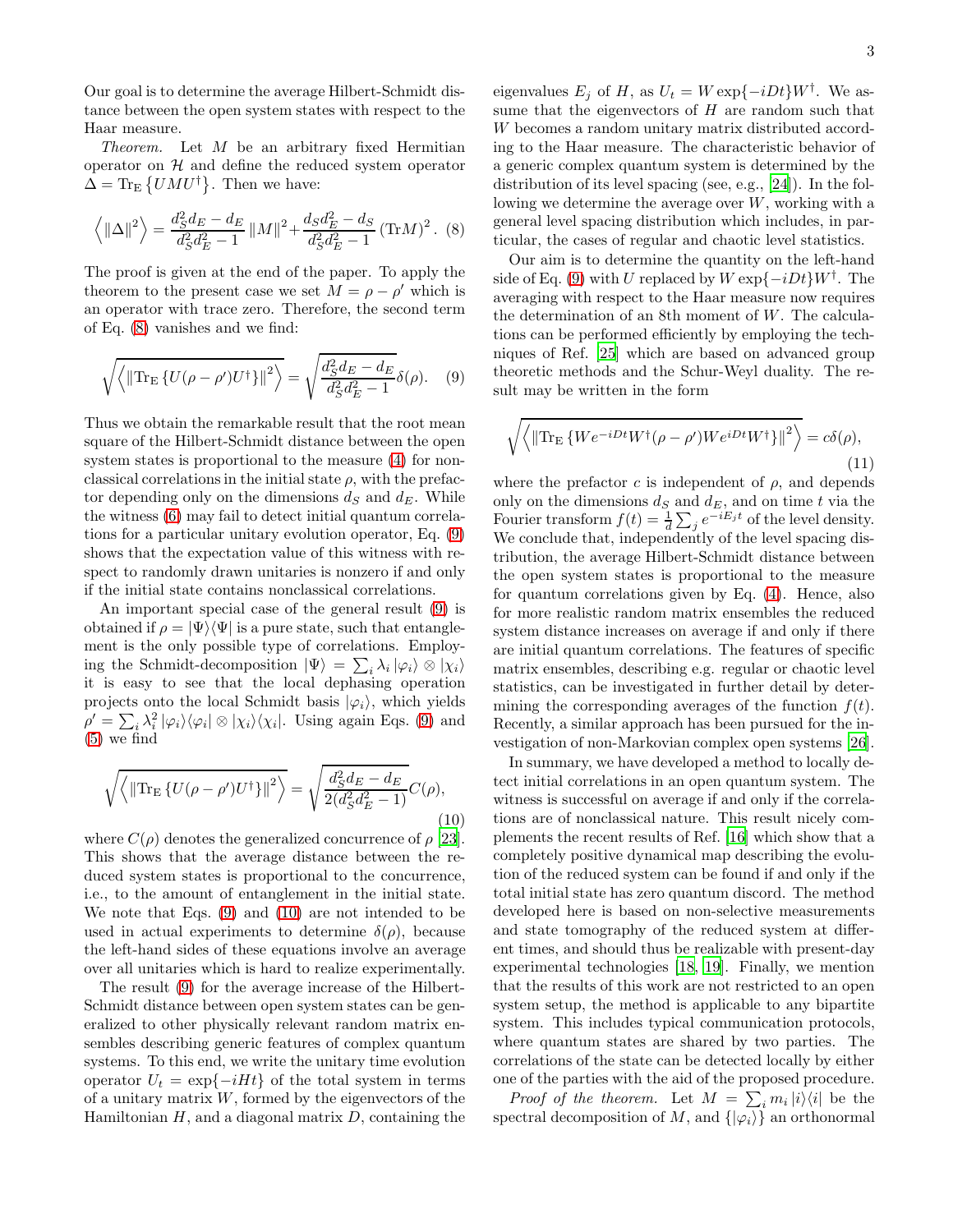Our goal is to determine the average Hilbert-Schmidt distance between the open system states with respect to the Haar measure.

*Theorem.* Let $M$ be an arbitrary fixed Hermitian operator on $\mathcal{H}$ and define the reduced system operator $\Delta = \mathrm{Tr}_{\mathrm{E}}\left\{UMU^{\dagger}\right\}$. Then we have:

$$\left\langle \|\Delta\|^2 \right\rangle = \frac{d_S^2 d_E - d_E}{d_S^2 d_E^2 - 1}\|M\|^2 + \frac{d_S d_E^2 - d_S}{d_S^2 d_E^2 - 1}\left(\mathrm{Tr}M\right)^2. \quad (8)$$

The proof is given at the end of the paper. To apply the theorem to the present case we set $M = \rho - \rho'$ which is an operator with trace zero. Therefore, the second term of Eq. (8) vanishes and we find:

$$\sqrt{\left\langle \|\mathrm{Tr}_{\mathrm{E}}\left\{U(\rho - \rho')U^{\dagger}\right\}\|^2 \right\rangle} = \sqrt{\frac{d_S^2 d_E - d_E}{d_S^2 d_E^2 - 1}}\delta(\rho). \quad (9)$$

Thus we obtain the remarkable result that the root mean square of the Hilbert-Schmidt distance between the open system states is proportional to the measure (4) for nonclassical correlations in the initial state $\rho$, with the prefactor depending only on the dimensions $d_S$ and $d_E$. While the witness (6) may fail to detect initial quantum correlations for a particular unitary evolution operator, Eq. (9) shows that the expectation value of this witness with respect to randomly drawn unitaries is nonzero if and only if the initial state contains nonclassical correlations.

An important special case of the general result (9) is obtained if $\rho = |\Psi\rangle\langle\Psi|$ is a pure state, such that entanglement is the only possible type of correlations. Employing the Schmidt-decomposition $|\Psi\rangle = \sum_i \lambda_i |\varphi_i\rangle \otimes |\chi_i\rangle$ it is easy to see that the local dephasing operation projects onto the local Schmidt basis $|\varphi_i\rangle$, which yields $\rho' = \sum_i \lambda_i^2 |\varphi_i\rangle\langle\varphi_i| \otimes |\chi_i\rangle\langle\chi_i|$. Using again Eqs. (9) and (5) we find

$$\sqrt{\left\langle \|\mathrm{Tr}_{\mathrm{E}}\left\{U(\rho - \rho')U^{\dagger}\right\}\|^2 \right\rangle} = \sqrt{\frac{d_S^2 d_E - d_E}{2(d_S^2 d_E^2 - 1)}}C(\rho), \quad (10)$$

where $C(\rho)$ denotes the generalized concurrence of $\rho$ [23]. This shows that the average distance between the reduced system states is proportional to the concurrence, i.e., to the amount of entanglement in the initial state. We note that Eqs. (9) and (10) are not intended to be used in actual experiments to determine $\delta(\rho)$, because the left-hand sides of these equations involve an average over all unitaries which is hard to realize experimentally.

The result (9) for the average increase of the Hilbert-Schmidt distance between open system states can be generalized to other physically relevant random matrix ensembles describing generic features of complex quantum systems. To this end, we write the unitary time evolution operator $U_t = \exp\{-iHt\}$ of the total system in terms of a unitary matrix $W$, formed by the eigenvectors of the Hamiltonian $H$, and a diagonal matrix $D$, containing the eigenvalues $E_j$ of $H$, as $U_t = W\exp\{-iDt\}W^{\dagger}$. We assume that the eigenvectors of $H$ are random such that $W$ becomes a random unitary matrix distributed according to the Haar measure. The characteristic behavior of a generic complex quantum system is determined by the distribution of its level spacing (see, e.g., [24]). In the following we determine the average over $W$, working with a general level spacing distribution which includes, in particular, the cases of regular and chaotic level statistics.

Our aim is to determine the quantity on the left-hand side of Eq. (9) with $U$ replaced by $W\exp\{-iDt\}W^{\dagger}$. The averaging with respect to the Haar measure now requires the determination of an 8th moment of $W$. The calculations can be performed efficiently by employing the techniques of Ref. [25] which are based on advanced group theoretic methods and the Schur-Weyl duality. The result may be written in the form

$$\sqrt{\left\langle \|\mathrm{Tr}_{\mathrm{E}}\left\{We^{-iDt}W^{\dagger}(\rho - \rho')We^{iDt}W^{\dagger}\right\}\|^2 \right\rangle} = c\delta(\rho), \quad (11)$$

where the prefactor $c$ is independent of $\rho$, and depends only on the dimensions $d_S$ and $d_E$, and on time $t$ via the Fourier transform $f(t) = \frac{1}{d}\sum_j e^{-iE_j t}$ of the level density. We conclude that, independently of the level spacing distribution, the average Hilbert-Schmidt distance between the open system states is proportional to the measure for quantum correlations given by Eq. (4). Hence, also for more realistic random matrix ensembles the reduced system distance increases on average if and only if there are initial quantum correlations. The features of specific matrix ensembles, describing e.g. regular or chaotic level statistics, can be investigated in further detail by determining the corresponding averages of the function $f(t)$. Recently, a similar approach has been pursued for the investigation of non-Markovian complex open systems [26].

In summary, we have developed a method to locally detect initial correlations in an open quantum system. The witness is successful on average if and only if the correlations are of nonclassical nature. This result nicely complements the recent results of Ref. [16] which show that a completely positive dynamical map describing the evolution of the reduced system can be found if and only if the total initial state has zero quantum discord. The method developed here is based on non-selective measurements and state tomography of the reduced system at different times, and should thus be realizable with present-day experimental technologies [18, 19]. Finally, we mention that the results of this work are not restricted to an open system setup, the method is applicable to any bipartite system. This includes typical communication protocols, where quantum states are shared by two parties. The correlations of the state can be detected locally by either one of the parties with the aid of the proposed procedure.

*Proof of the theorem.* Let $M = \sum_i m_i |i\rangle\langle i|$ be the spectral decomposition of $M$, and $\{|\varphi_i\rangle\}$ an orthonormal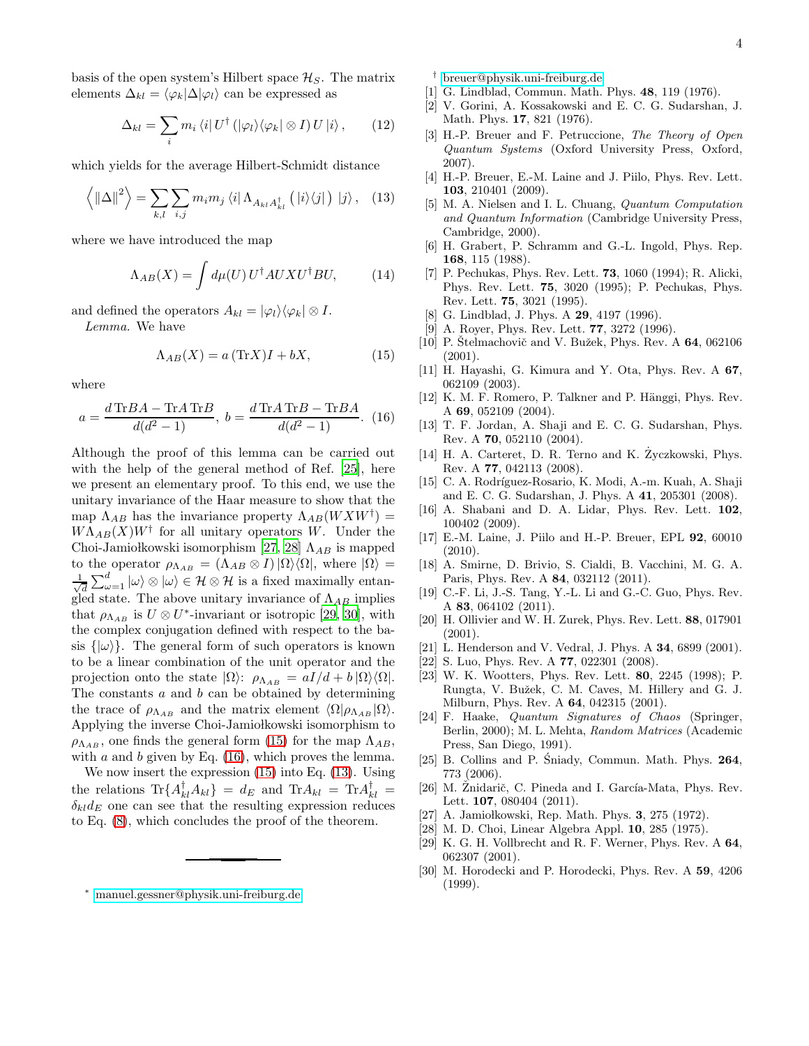basis of the open system's Hilbert space $\mathcal{H}_S$. The matrix elements $\Delta_{kl} = \langle\varphi_k|\Delta|\varphi_l\rangle$ can be expressed as

$$\Delta_{kl} = \sum_i m_i \langle i| U^\dagger \left(|\varphi_l\rangle\langle\varphi_k| \otimes I\right) U |i\rangle , \qquad (12)$$

which yields for the average Hilbert-Schmidt distance

$$\left\langle \|\Delta\|^2 \right\rangle = \sum_{k,l} \sum_{i,j} m_i m_j \langle i| \Lambda_{A_{kl}A^\dagger_{kl}} \left( |i\rangle\langle j| \right) |j\rangle , \qquad (13)$$

where we have introduced the map

$$\Lambda_{AB}(X) = \int d\mu(U)\, U^\dagger A U X U^\dagger B U, \qquad (14)$$

and defined the operators $A_{kl} = |\varphi_l\rangle\langle\varphi_k| \otimes I$.

*Lemma.* We have

$$\Lambda_{AB}(X) = a\,(\mathrm{Tr}X)I + bX, \qquad (15)$$

where

$$a = \frac{d\,\mathrm{Tr}BA - \mathrm{Tr}A\,\mathrm{Tr}B}{d(d^2-1)},\; b = \frac{d\,\mathrm{Tr}A\,\mathrm{Tr}B - \mathrm{Tr}BA}{d(d^2-1)}. \quad (16)$$

Although the proof of this lemma can be carried out with the help of the general method of Ref. [25], here we present an elementary proof. To this end, we use the unitary invariance of the Haar measure to show that the map $\Lambda_{AB}$ has the invariance property $\Lambda_{AB}(WXW^\dagger) = W\Lambda_{AB}(X)W^\dagger$ for all unitary operators $W$. Under the Choi-Jamiołkowski isomorphism [27, 28] $\Lambda_{AB}$ is mapped to the operator $\rho_{\Lambda_{AB}} = (\Lambda_{AB} \otimes I)\,|\Omega\rangle\langle\Omega|$, where $|\Omega\rangle = \frac{1}{\sqrt{d}}\sum_{\omega=1}^d |\omega\rangle \otimes |\omega\rangle \in \mathcal{H}\otimes\mathcal{H}$ is a fixed maximally entangled state. The above unitary invariance of $\Lambda_{AB}$ implies that $\rho_{\Lambda_{AB}}$ is $U\otimes U^*$-invariant or isotropic [29, 30], with the complex conjugation defined with respect to the basis $\{|\omega\rangle\}$. The general form of such operators is known to be a linear combination of the unit operator and the projection onto the state $|\Omega\rangle$: $\rho_{\Lambda_{AB}} = aI/d + b\,|\Omega\rangle\langle\Omega|$. The constants $a$ and $b$ can be obtained by determining the trace of $\rho_{\Lambda_{AB}}$ and the matrix element $\langle\Omega|\rho_{\Lambda_{AB}}|\Omega\rangle$. Applying the inverse Choi-Jamiołkowski isomorphism to $\rho_{\Lambda_{AB}}$, one finds the general form (15) for the map $\Lambda_{AB}$, with $a$ and $b$ given by Eq. (16), which proves the lemma.

We now insert the expression (15) into Eq. (13). Using the relations $\mathrm{Tr}\{A^\dagger_{kl}A_{kl}\} = d_E$ and $\mathrm{Tr}A_{kl} = \mathrm{Tr}A^\dagger_{kl} = \delta_{kl}d_E$ one can see that the resulting expression reduces to Eq. (8), which concludes the proof of the theorem.

---

\* manuel.gessner@physik.uni-freiburg.de

† breuer@physik.uni-freiburg.de

[1] G. Lindblad, Commun. Math. Phys. **48**, 119 (1976).

[2] V. Gorini, A. Kossakowski and E. C. G. Sudarshan, J. Math. Phys. **17**, 821 (1976).

[3] H.-P. Breuer and F. Petruccione, *The Theory of Open Quantum Systems* (Oxford University Press, Oxford, 2007).

[4] H.-P. Breuer, E.-M. Laine and J. Piilo, Phys. Rev. Lett. **103**, 210401 (2009).

[5] M. A. Nielsen and I. L. Chuang, *Quantum Computation and Quantum Information* (Cambridge University Press, Cambridge, 2000).

[6] H. Grabert, P. Schramm and G.-L. Ingold, Phys. Rep. **168**, 115 (1988).

[7] P. Pechukas, Phys. Rev. Lett. **73**, 1060 (1994); R. Alicki, Phys. Rev. Lett. **75**, 3020 (1995); P. Pechukas, Phys. Rev. Lett. **75**, 3021 (1995).

[8] G. Lindblad, J. Phys. A **29**, 4197 (1996).

[9] A. Royer, Phys. Rev. Lett. **77**, 3272 (1996).

[10] P. Štelmachovič and V. Bužek, Phys. Rev. A **64**, 062106 (2001).

[11] H. Hayashi, G. Kimura and Y. Ota, Phys. Rev. A **67**, 062109 (2003).

[12] K. M. F. Romero, P. Talkner and P. Hänggi, Phys. Rev. A **69**, 052109 (2004).

[13] T. F. Jordan, A. Shaji and E. C. G. Sudarshan, Phys. Rev. A **70**, 052110 (2004).

[14] H. A. Carteret, D. R. Terno and K. Życzkowski, Phys. Rev. A **77**, 042113 (2008).

[15] C. A. Rodríguez-Rosario, K. Modi, A.-m. Kuah, A. Shaji and E. C. G. Sudarshan, J. Phys. A **41**, 205301 (2008).

[16] A. Shabani and D. A. Lidar, Phys. Rev. Lett. **102**, 100402 (2009).

[17] E.-M. Laine, J. Piilo and H.-P. Breuer, EPL **92**, 60010 (2010).

[18] A. Smirne, D. Brivio, S. Cialdi, B. Vacchini, M. G. A. Paris, Phys. Rev. A **84**, 032112 (2011).

[19] C.-F. Li, J.-S. Tang, Y.-L. Li and G.-C. Guo, Phys. Rev. A **83**, 064102 (2011).

[20] H. Ollivier and W. H. Zurek, Phys. Rev. Lett. **88**, 017901 (2001).

[21] L. Henderson and V. Vedral, J. Phys. A **34**, 6899 (2001).

[22] S. Luo, Phys. Rev. A **77**, 022301 (2008).

[23] W. K. Wootters, Phys. Rev. Lett. **80**, 2245 (1998); P. Rungta, V. Bužek, C. M. Caves, M. Hillery and G. J. Milburn, Phys. Rev. A **64**, 042315 (2001).

[24] F. Haake, *Quantum Signatures of Chaos* (Springer, Berlin, 2000); M. L. Mehta, *Random Matrices* (Academic Press, San Diego, 1991).

[25] B. Collins and P. Śniady, Commun. Math. Phys. **264**, 773 (2006).

[26] M. Žnidarič, C. Pineda and I. García-Mata, Phys. Rev. Lett. **107**, 080404 (2011).

[27] A. Jamiołkowski, Rep. Math. Phys. **3**, 275 (1972).

[28] M. D. Choi, Linear Algebra Appl. **10**, 285 (1975).

[29] K. G. H. Vollbrecht and R. F. Werner, Phys. Rev. A **64**, 062307 (2001).

[30] M. Horodecki and P. Horodecki, Phys. Rev. A **59**, 4206 (1999).